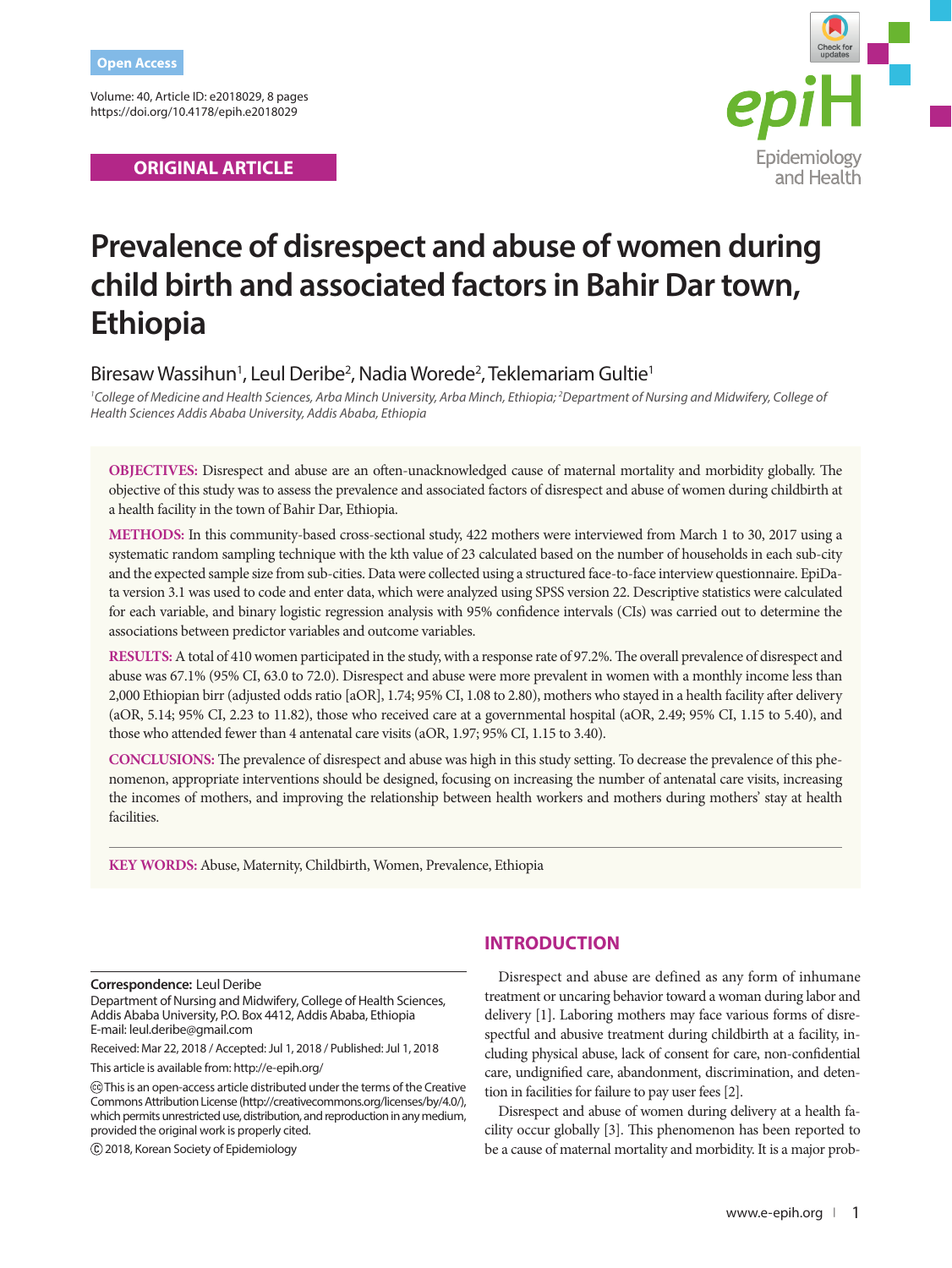Open Access

ORIGINAL ARTICLE

# Prevalence of disrespect and abuse of women during child birth and associated factors in Bahir Dar town, Ethiopia

Biresaw Wassihun[1], Leul Deribe[2], Nadia Worede[2], Teklemariam Gultie[1]

*[1]College of Medicine and Health Sciences, Arba Minch University, Arba Minch, Ethiopia; [2]Department of Nursing and Midwifery, College of Health Sciences Addis Ababa University, Addis Ababa, Ethiopia*

**OBJECTIVES:** Disrespect and abuse are an often-unacknowledged cause of maternal mortality and morbidity globally. The objective of this study was to assess the prevalence and associated factors of disrespect and abuse of women during childbirth at a health facility in the town of Bahir Dar, Ethiopia.

**METHODS:** In this community-based cross-sectional study, 422 mothers were interviewed from March 1 to 30, 2017 using a systematic random sampling technique with the kth value of 23 calculated based on the number of households in each sub-city and the expected sample size from sub-cities. Data were collected using a structured face-to-face interview questionnaire. EpiData version 3.1 was used to code and enter data, which were analyzed using SPSS version 22. Descriptive statistics were calculated for each variable, and binary logistic regression analysis with 95% confidence intervals (CIs) was carried out to determine the associations between predictor variables and outcome variables.

**RESULTS:** A total of 410 women participated in the study, with a response rate of 97.2%. The overall prevalence of disrespect and abuse was 67.1% (95% CI, 63.0 to 72.0). Disrespect and abuse were more prevalent in women with a monthly income less than 2,000 Ethiopian birr (adjusted odds ratio [aOR], 1.74; 95% CI, 1.08 to 2.80), mothers who stayed in a health facility after delivery (aOR, 5.14; 95% CI, 2.23 to 11.82), those who received care at a governmental hospital (aOR, 2.49; 95% CI, 1.15 to 5.40), and those who attended fewer than 4 antenatal care visits (aOR, 1.97; 95% CI, 1.15 to 3.40).

**CONCLUSIONS:** The prevalence of disrespect and abuse was high in this study setting. To decrease the prevalence of this phenomenon, appropriate interventions should be designed, focusing on increasing the number of antenatal care visits, increasing the incomes of mothers, and improving the relationship between health workers and mothers during mothers' stay at health facilities.

**KEY WORDS:** Abuse, Maternity, Childbirth, Women, Prevalence, Ethiopia

**Correspondence:** Leul Deribe
Department of Nursing and Midwifery, College of Health Sciences, Addis Ababa University, P.O. Box 4412, Addis Ababa, Ethiopia
E-mail: leul.deribe@gmail.com

Received: Mar 22, 2018 / Accepted: Jul 1, 2018 / Published: Jul 1, 2018

This article is available from: http://e-epih.org/

This is an open-access article distributed under the terms of the Creative Commons Attribution License (http://creativecommons.org/licenses/by/4.0/), which permits unrestricted use, distribution, and reproduction in any medium, provided the original work is properly cited.

© 2018, Korean Society of Epidemiology

## INTRODUCTION

Disrespect and abuse are defined as any form of inhumane treatment or uncaring behavior toward a woman during labor and delivery [1]. Laboring mothers may face various forms of disrespectful and abusive treatment during childbirth at a facility, including physical abuse, lack of consent for care, non-confidential care, undignified care, abandonment, discrimination, and detention in facilities for failure to pay user fees [2].

Disrespect and abuse of women during delivery at a health facility occur globally [3]. This phenomenon has been reported to be a cause of maternal mortality and morbidity. It is a major prob-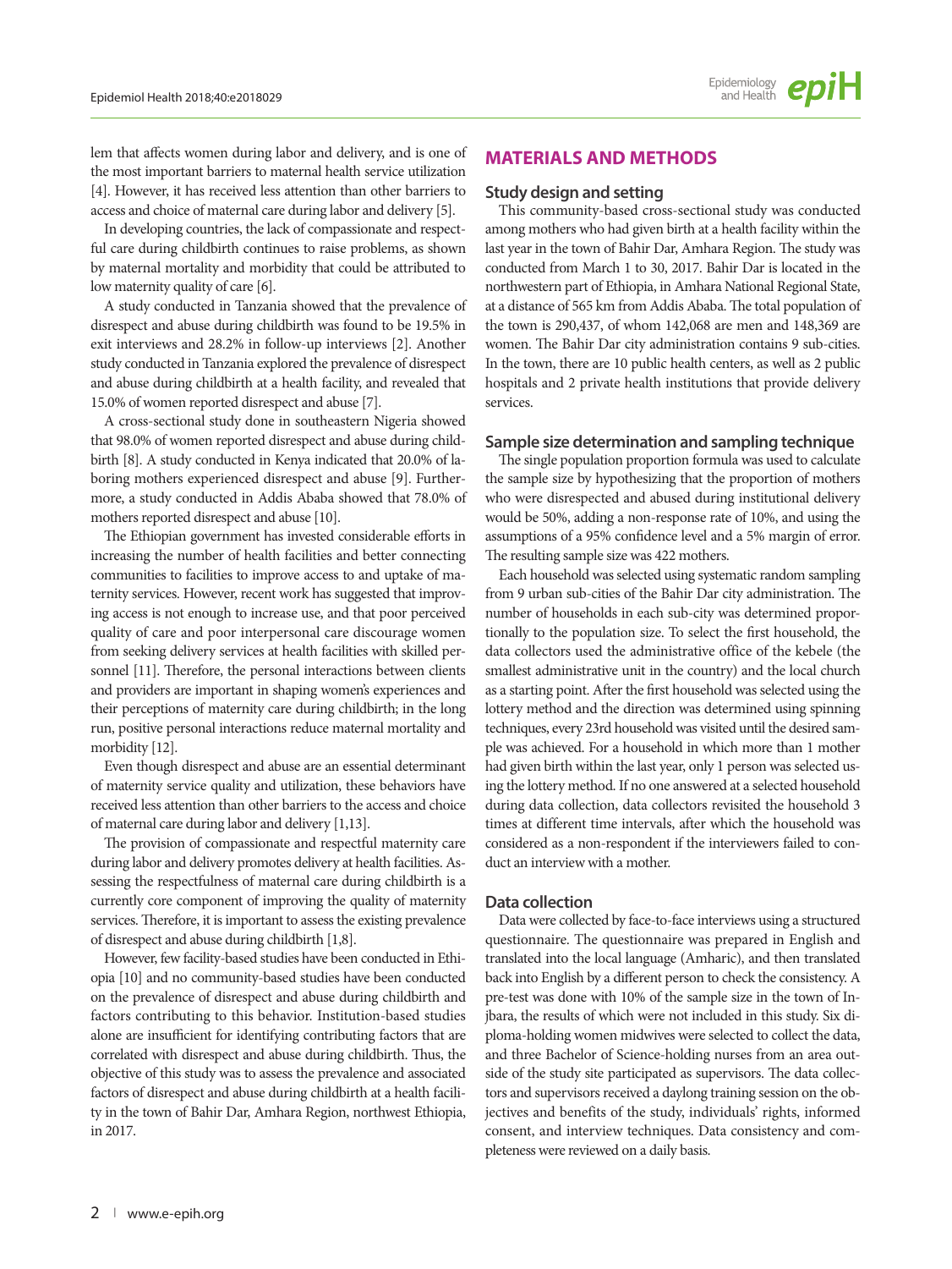lem that affects women during labor and delivery, and is one of the most important barriers to maternal health service utilization [4]. However, it has received less attention than other barriers to access and choice of maternal care during labor and delivery [5].

In developing countries, the lack of compassionate and respectful care during childbirth continues to raise problems, as shown by maternal mortality and morbidity that could be attributed to low maternity quality of care [6].

A study conducted in Tanzania showed that the prevalence of disrespect and abuse during childbirth was found to be 19.5% in exit interviews and 28.2% in follow-up interviews [2]. Another study conducted in Tanzania explored the prevalence of disrespect and abuse during childbirth at a health facility, and revealed that 15.0% of women reported disrespect and abuse [7].

A cross-sectional study done in southeastern Nigeria showed that 98.0% of women reported disrespect and abuse during childbirth [8]. A study conducted in Kenya indicated that 20.0% of laboring mothers experienced disrespect and abuse [9]. Furthermore, a study conducted in Addis Ababa showed that 78.0% of mothers reported disrespect and abuse [10].

The Ethiopian government has invested considerable efforts in increasing the number of health facilities and better connecting communities to facilities to improve access to and uptake of maternity services. However, recent work has suggested that improving access is not enough to increase use, and that poor perceived quality of care and poor interpersonal care discourage women from seeking delivery services at health facilities with skilled personnel [11]. Therefore, the personal interactions between clients and providers are important in shaping women's experiences and their perceptions of maternity care during childbirth; in the long run, positive personal interactions reduce maternal mortality and morbidity [12].

Even though disrespect and abuse are an essential determinant of maternity service quality and utilization, these behaviors have received less attention than other barriers to the access and choice of maternal care during labor and delivery [1,13].

The provision of compassionate and respectful maternity care during labor and delivery promotes delivery at health facilities. Assessing the respectfulness of maternal care during childbirth is a currently core component of improving the quality of maternity services. Therefore, it is important to assess the existing prevalence of disrespect and abuse during childbirth [1,8].

However, few facility-based studies have been conducted in Ethiopia [10] and no community-based studies have been conducted on the prevalence of disrespect and abuse during childbirth and factors contributing to this behavior. Institution-based studies alone are insufficient for identifying contributing factors that are correlated with disrespect and abuse during childbirth. Thus, the objective of this study was to assess the prevalence and associated factors of disrespect and abuse during childbirth at a health facility in the town of Bahir Dar, Amhara Region, northwest Ethiopia, in 2017.

## MATERIALS AND METHODS

### Study design and setting

This community-based cross-sectional study was conducted among mothers who had given birth at a health facility within the last year in the town of Bahir Dar, Amhara Region. The study was conducted from March 1 to 30, 2017. Bahir Dar is located in the northwestern part of Ethiopia, in Amhara National Regional State, at a distance of 565 km from Addis Ababa. The total population of the town is 290,437, of whom 142,068 are men and 148,369 are women. The Bahir Dar city administration contains 9 sub-cities. In the town, there are 10 public health centers, as well as 2 public hospitals and 2 private health institutions that provide delivery services.

### Sample size determination and sampling technique

The single population proportion formula was used to calculate the sample size by hypothesizing that the proportion of mothers who were disrespected and abused during institutional delivery would be 50%, adding a non-response rate of 10%, and using the assumptions of a 95% confidence level and a 5% margin of error. The resulting sample size was 422 mothers.

Each household was selected using systematic random sampling from 9 urban sub-cities of the Bahir Dar city administration. The number of households in each sub-city was determined proportionally to the population size. To select the first household, the data collectors used the administrative office of the kebele (the smallest administrative unit in the country) and the local church as a starting point. After the first household was selected using the lottery method and the direction was determined using spinning techniques, every 23rd household was visited until the desired sample was achieved. For a household in which more than 1 mother had given birth within the last year, only 1 person was selected using the lottery method. If no one answered at a selected household during data collection, data collectors revisited the household 3 times at different time intervals, after which the household was considered as a non-respondent if the interviewers failed to conduct an interview with a mother.

### Data collection

Data were collected by face-to-face interviews using a structured questionnaire. The questionnaire was prepared in English and translated into the local language (Amharic), and then translated back into English by a different person to check the consistency. A pre-test was done with 10% of the sample size in the town of Injbara, the results of which were not included in this study. Six diploma-holding women midwives were selected to collect the data, and three Bachelor of Science-holding nurses from an area outside of the study site participated as supervisors. The data collectors and supervisors received a daylong training session on the objectives and benefits of the study, individuals' rights, informed consent, and interview techniques. Data consistency and completeness were reviewed on a daily basis.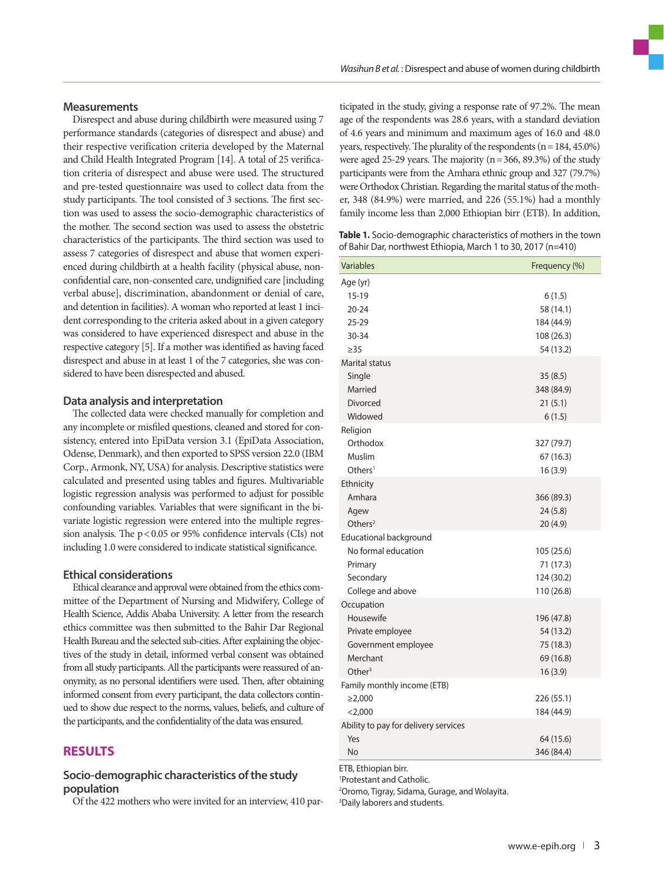### Measurements

Disrespect and abuse during childbirth were measured using 7 performance standards (categories of disrespect and abuse) and their respective verification criteria developed by the Maternal and Child Health Integrated Program [14]. A total of 25 verification criteria of disrespect and abuse were used. The structured and pre-tested questionnaire was used to collect data from the study participants. The tool consisted of 3 sections. The first section was used to assess the socio-demographic characteristics of the mother. The second section was used to assess the obstetric characteristics of the participants. The third section was used to assess 7 categories of disrespect and abuse that women experienced during childbirth at a health facility (physical abuse, non-confidential care, non-consented care, undignified care [including verbal abuse], discrimination, abandonment or denial of care, and detention in facilities). A woman who reported at least 1 incident corresponding to the criteria asked about in a given category was considered to have experienced disrespect and abuse in the respective category [5]. If a mother was identified as having faced disrespect and abuse in at least 1 of the 7 categories, she was considered to have been disrespected and abused.

### Data analysis and interpretation

The collected data were checked manually for completion and any incomplete or misfiled questions, cleaned and stored for consistency, entered into EpiData version 3.1 (EpiData Association, Odense, Denmark), and then exported to SPSS version 22.0 (IBM Corp., Armonk, NY, USA) for analysis. Descriptive statistics were calculated and presented using tables and figures. Multivariable logistic regression analysis was performed to adjust for possible confounding variables. Variables that were significant in the bivariate logistic regression were entered into the multiple regression analysis. The $p < 0.05$ or 95% confidence intervals (CIs) not including 1.0 were considered to indicate statistical significance.

### Ethical considerations

Ethical clearance and approval were obtained from the ethics committee of the Department of Nursing and Midwifery, College of Health Science, Addis Ababa University. A letter from the research ethics committee was then submitted to the Bahir Dar Regional Health Bureau and the selected sub-cities. After explaining the objectives of the study in detail, informed verbal consent was obtained from all study participants. All the participants were reassured of anonymity, as no personal identifiers were used. Then, after obtaining informed consent from every participant, the data collectors continued to show due respect to the norms, values, beliefs, and culture of the participants, and the confidentiality of the data was ensured.

## RESULTS

### Socio-demographic characteristics of the study population

Of the 422 mothers who were invited for an interview, 410 participated in the study, giving a response rate of 97.2%. The mean age of the respondents was 28.6 years, with a standard deviation of 4.6 years and minimum and maximum ages of 16.0 and 48.0 years, respectively. The plurality of the respondents (n = 184, 45.0%) were aged 25-29 years. The majority (n = 366, 89.3%) of the study participants were from the Amhara ethnic group and 327 (79.7%) were Orthodox Christian. Regarding the marital status of the mother, 348 (84.9%) were married, and 226 (55.1%) had a monthly family income less than 2,000 Ethiopian birr (ETB). In addition,

**Table 1.** Socio-demographic characteristics of mothers in the town of Bahir Dar, northwest Ethiopia, March 1 to 30, 2017 (n=410)

| Variables | Frequency (%) |
|---|---|
| Age (yr) | |
| 15-19 | 6 (1.5) |
| 20-24 | 58 (14.1) |
| 25-29 | 184 (44.9) |
| 30-34 | 108 (26.3) |
| ≥35 | 54 (13.2) |
| Marital status | |
| Single | 35 (8.5) |
| Married | 348 (84.9) |
| Divorced | 21 (5.1) |
| Widowed | 6 (1.5) |
| Religion | |
| Orthodox | 327 (79.7) |
| Muslim | 67 (16.3) |
| Others[1] | 16 (3.9) |
| Ethnicity | |
| Amhara | 366 (89.3) |
| Agew | 24 (5.8) |
| Others[2] | 20 (4.9) |
| Educational background | |
| No formal education | 105 (25.6) |
| Primary | 71 (17.3) |
| Secondary | 124 (30.2) |
| College and above | 110 (26.8) |
| Occupation | |
| Housewife | 196 (47.8) |
| Private employee | 54 (13.2) |
| Government employee | 75 (18.3) |
| Merchant | 69 (16.8) |
| Other[3] | 16 (3.9) |
| Family monthly income (ETB) | |
| ≥2,000 | 226 (55.1) |
| <2,000 | 184 (44.9) |
| Ability to pay for delivery services | |
| Yes | 64 (15.6) |
| No | 346 (84.4) |

ETB, Ethiopian birr.
[1]Protestant and Catholic.
[2]Oromo, Tigray, Sidama, Gurage, and Wolayita.
[3]Daily laborers and students.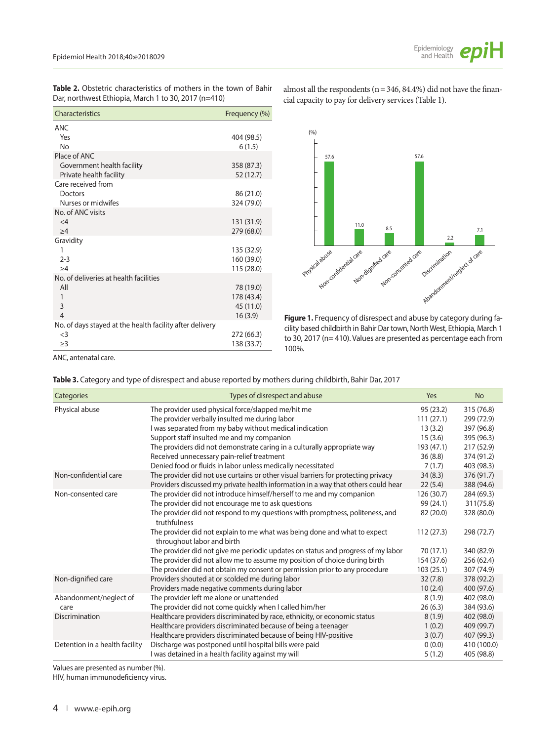**Table 2.** Obstetric characteristics of mothers in the town of Bahir Dar, northwest Ethiopia, March 1 to 30, 2017 (n=410)

| Characteristics | Frequency (%) |
|---|---|
| ANC | |
| Yes | 404 (98.5) |
| No | 6 (1.5) |
| Place of ANC | |
| Government health facility | 358 (87.3) |
| Private health facility | 52 (12.7) |
| Care received from | |
| Doctors | 86 (21.0) |
| Nurses or midwifes | 324 (79.0) |
| No. of ANC visits | |
| <4 | 131 (31.9) |
| ≥4 | 279 (68.0) |
| Gravidity | |
| 1 | 135 (32.9) |
| 2-3 | 160 (39.0) |
| ≥4 | 115 (28.0) |
| No. of deliveries at health facilities | |
| All | 78 (19.0) |
| 1 | 178 (43.4) |
| 3 | 45 (11.0) |
| 4 | 16 (3.9) |
| No. of days stayed at the health facility after delivery | |
| <3 | 272 (66.3) |
| ≥3 | 138 (33.7) |

ANC, antenatal care.

almost all the respondents (n=346, 84.4%) did not have the financial capacity to pay for delivery services (Table 1).

**Figure 1.** Frequency of disrespect and abuse by category during facility based childbirth in Bahir Dar town, North West, Ethiopia, March 1 to 30, 2017 (n=410). Values are presented as percentage each from 100%.

**Table 3.** Category and type of disrespect and abuse reported by mothers during childbirth, Bahir Dar, 2017

| Categories | Types of disrespect and abuse | Yes | No |
|---|---|---|---|
| Physical abuse | The provider used physical force/slapped me/hit me | 95 (23.2) | 315 (76.8) |
| | The provider verbally insulted me during labor | 111 (27.1) | 299 (72.9) |
| | I was separated from my baby without medical indication | 13 (3.2) | 397 (96.8) |
| | Support staff insulted me and my companion | 15 (3.6) | 395 (96.3) |
| | The providers did not demonstrate caring in a culturally appropriate way | 193 (47.1) | 217 (52.9) |
| | Received unnecessary pain-relief treatment | 36 (8.8) | 374 (91.2) |
| | Denied food or fluids in labor unless medically necessitated | 7 (1.7) | 403 (98.3) |
| Non-confidential care | The provider did not use curtains or other visual barriers for protecting privacy | 34 (8.3) | 376 (91.7) |
| | Providers discussed my private health information in a way that others could hear | 22 (5.4) | 388 (94.6) |
| Non-consented care | The provider did not introduce himself/herself to me and my companion | 126 (30.7) | 284 (69.3) |
| | The provider did not encourage me to ask questions | 99 (24.1) | 311(75.8) |
| | The provider did not respond to my questions with promptness, politeness, and truthfulness | 82 (20.0) | 328 (80.0) |
| | The provider did not explain to me what was being done and what to expect throughout labor and birth | 112 (27.3) | 298 (72.7) |
| | The provider did not give me periodic updates on status and progress of my labor | 70 (17.1) | 340 (82.9) |
| | The provider did not allow me to assume my position of choice during birth | 154 (37.6) | 256 (62.4) |
| | The provider did not obtain my consent or permission prior to any procedure | 103 (25.1) | 307 (74.9) |
| Non-dignified care | Providers shouted at or scolded me during labor | 32 (7.8) | 378 (92.2) |
| | Providers made negative comments during labor | 10 (2.4) | 400 (97.6) |
| Abandonment/neglect of care | The provider left me alone or unattended | 8 (1.9) | 402 (98.0) |
| | The provider did not come quickly when I called him/her | 26 (6.3) | 384 (93.6) |
| Discrimination | Healthcare providers discriminated by race, ethnicity, or economic status | 8 (1.9) | 402 (98.0) |
| | Healthcare providers discriminated because of being a teenager | 1 (0.2) | 409 (99.7) |
| | Healthcare providers discriminated because of being HIV-positive | 3 (0.7) | 407 (99.3) |
| Detention in a health facility | Discharge was postponed until hospital bills were paid | 0 (0.0) | 410 (100.0) |
| | I was detained in a health facility against my will | 5 (1.2) | 405 (98.8) |

Values are presented as number (%).
HIV, human immunodeficiency virus.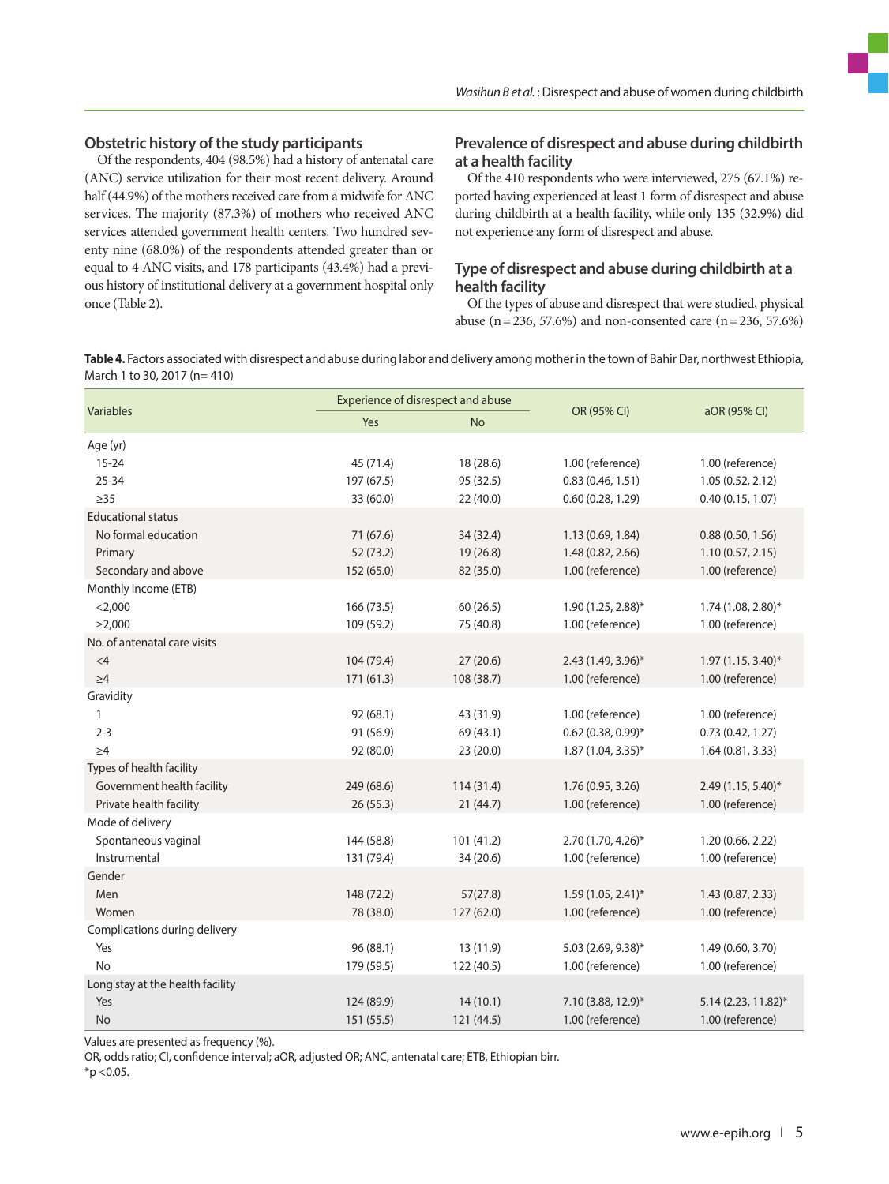## Obstetric history of the study participants

Of the respondents, 404 (98.5%) had a history of antenatal care (ANC) service utilization for their most recent delivery. Around half (44.9%) of the mothers received care from a midwife for ANC services. The majority (87.3%) of mothers who received ANC services attended government health centers. Two hundred seventy nine (68.0%) of the respondents attended greater than or equal to 4 ANC visits, and 178 participants (43.4%) had a previous history of institutional delivery at a government hospital only once (Table 2).

## Prevalence of disrespect and abuse during childbirth at a health facility

Of the 410 respondents who were interviewed, 275 (67.1%) reported having experienced at least 1 form of disrespect and abuse during childbirth at a health facility, while only 135 (32.9%) did not experience any form of disrespect and abuse.

## Type of disrespect and abuse during childbirth at a health facility

Of the types of abuse and disrespect that were studied, physical abuse (n=236, 57.6%) and non-consented care (n=236, 57.6%)

**Table 4.** Factors associated with disrespect and abuse during labor and delivery among mother in the town of Bahir Dar, northwest Ethiopia, March 1 to 30, 2017 (n= 410)

| Variables | Experience of disrespect and abuse | | OR (95% CI) | aOR (95% CI) |
|---|---|---|---|---|
| | Yes | No | | |
| Age (yr) | | | | |
| 15-24 | 45 (71.4) | 18 (28.6) | 1.00 (reference) | 1.00 (reference) |
| 25-34 | 197 (67.5) | 95 (32.5) | 0.83 (0.46, 1.51) | 1.05 (0.52, 2.12) |
| ≥35 | 33 (60.0) | 22 (40.0) | 0.60 (0.28, 1.29) | 0.40 (0.15, 1.07) |
| Educational status | | | | |
| No formal education | 71 (67.6) | 34 (32.4) | 1.13 (0.69, 1.84) | 0.88 (0.50, 1.56) |
| Primary | 52 (73.2) | 19 (26.8) | 1.48 (0.82, 2.66) | 1.10 (0.57, 2.15) |
| Secondary and above | 152 (65.0) | 82 (35.0) | 1.00 (reference) | 1.00 (reference) |
| Monthly income (ETB) | | | | |
| <2,000 | 166 (73.5) | 60 (26.5) | 1.90 (1.25, 2.88)* | 1.74 (1.08, 2.80)* |
| ≥2,000 | 109 (59.2) | 75 (40.8) | 1.00 (reference) | 1.00 (reference) |
| No. of antenatal care visits | | | | |
| <4 | 104 (79.4) | 27 (20.6) | 2.43 (1.49, 3.96)* | 1.97 (1.15, 3.40)* |
| ≥4 | 171 (61.3) | 108 (38.7) | 1.00 (reference) | 1.00 (reference) |
| Gravidity | | | | |
| 1 | 92 (68.1) | 43 (31.9) | 1.00 (reference) | 1.00 (reference) |
| 2-3 | 91 (56.9) | 69 (43.1) | 0.62 (0.38, 0.99)* | 0.73 (0.42, 1.27) |
| ≥4 | 92 (80.0) | 23 (20.0) | 1.87 (1.04, 3.35)* | 1.64 (0.81, 3.33) |
| Types of health facility | | | | |
| Government health facility | 249 (68.6) | 114 (31.4) | 1.76 (0.95, 3.26) | 2.49 (1.15, 5.40)* |
| Private health facility | 26 (55.3) | 21 (44.7) | 1.00 (reference) | 1.00 (reference) |
| Mode of delivery | | | | |
| Spontaneous vaginal | 144 (58.8) | 101 (41.2) | 2.70 (1.70, 4.26)* | 1.20 (0.66, 2.22) |
| Instrumental | 131 (79.4) | 34 (20.6) | 1.00 (reference) | 1.00 (reference) |
| Gender | | | | |
| Men | 148 (72.2) | 57(27.8) | 1.59 (1.05, 2.41)* | 1.43 (0.87, 2.33) |
| Women | 78 (38.0) | 127 (62.0) | 1.00 (reference) | 1.00 (reference) |
| Complications during delivery | | | | |
| Yes | 96 (88.1) | 13 (11.9) | 5.03 (2.69, 9.38)* | 1.49 (0.60, 3.70) |
| No | 179 (59.5) | 122 (40.5) | 1.00 (reference) | 1.00 (reference) |
| Long stay at the health facility | | | | |
| Yes | 124 (89.9) | 14 (10.1) | 7.10 (3.88, 12.9)* | 5.14 (2.23, 11.82)* |
| No | 151 (55.5) | 121 (44.5) | 1.00 (reference) | 1.00 (reference) |

Values are presented as frequency (%).

OR, odds ratio; CI, confidence interval; aOR, adjusted OR; ANC, antenatal care; ETB, Ethiopian birr.

*$p < 0.05$.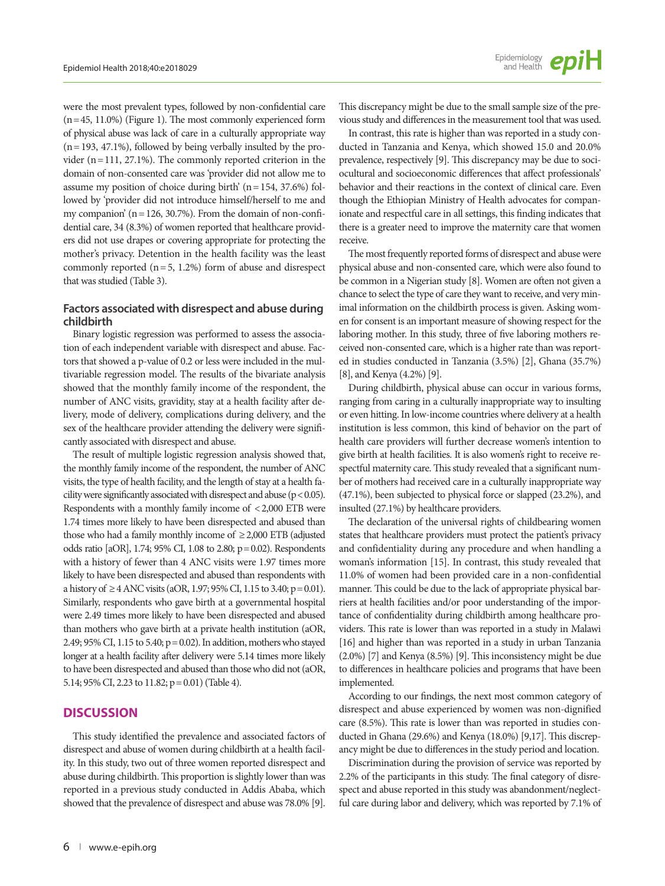were the most prevalent types, followed by non-confidential care (n=45, 11.0%) (Figure 1). The most commonly experienced form of physical abuse was lack of care in a culturally appropriate way (n=193, 47.1%), followed by being verbally insulted by the provider (n=111, 27.1%). The commonly reported criterion in the domain of non-consented care was 'provider did not allow me to assume my position of choice during birth' (n=154, 37.6%) followed by 'provider did not introduce himself/herself to me and my companion' (n=126, 30.7%). From the domain of non-confidential care, 34 (8.3%) of women reported that healthcare providers did not use drapes or covering appropriate for protecting the mother's privacy. Detention in the health facility was the least commonly reported (n=5, 1.2%) form of abuse and disrespect that was studied (Table 3).

### Factors associated with disrespect and abuse during childbirth

Binary logistic regression was performed to assess the association of each independent variable with disrespect and abuse. Factors that showed a p-value of 0.2 or less were included in the multivariable regression model. The results of the bivariate analysis showed that the monthly family income of the respondent, the number of ANC visits, gravidity, stay at a health facility after delivery, mode of delivery, complications during delivery, and the sex of the healthcare provider attending the delivery were significantly associated with disrespect and abuse.

The result of multiple logistic regression analysis showed that, the monthly family income of the respondent, the number of ANC visits, the type of health facility, and the length of stay at a health facility were significantly associated with disrespect and abuse ($p<0.05$). Respondents with a monthly family income of <2,000 ETB were 1.74 times more likely to have been disrespected and abused than those who had a family monthly income of ≥2,000 ETB (adjusted odds ratio [aOR], 1.74; 95% CI, 1.08 to 2.80; $p=0.02$). Respondents with a history of fewer than 4 ANC visits were 1.97 times more likely to have been disrespected and abused than respondents with a history of ≥4 ANC visits (aOR, 1.97; 95% CI, 1.15 to 3.40; $p=0.01$). Similarly, respondents who gave birth at a governmental hospital were 2.49 times more likely to have been disrespected and abused than mothers who gave birth at a private health institution (aOR, 2.49; 95% CI, 1.15 to 5.40; $p=0.02$). In addition, mothers who stayed longer at a health facility after delivery were 5.14 times more likely to have been disrespected and abused than those who did not (aOR, 5.14; 95% CI, 2.23 to 11.82; $p=0.01$) (Table 4).

## DISCUSSION

This study identified the prevalence and associated factors of disrespect and abuse of women during childbirth at a health facility. In this study, two out of three women reported disrespect and abuse during childbirth. This proportion is slightly lower than was reported in a previous study conducted in Addis Ababa, which showed that the prevalence of disrespect and abuse was 78.0% [9]. This discrepancy might be due to the small sample size of the previous study and differences in the measurement tool that was used.

In contrast, this rate is higher than was reported in a study conducted in Tanzania and Kenya, which showed 15.0 and 20.0% prevalence, respectively [9]. This discrepancy may be due to sociocultural and socioeconomic differences that affect professionals' behavior and their reactions in the context of clinical care. Even though the Ethiopian Ministry of Health advocates for companionate and respectful care in all settings, this finding indicates that there is a greater need to improve the maternity care that women receive.

The most frequently reported forms of disrespect and abuse were physical abuse and non-consented care, which were also found to be common in a Nigerian study [8]. Women are often not given a chance to select the type of care they want to receive, and very minimal information on the childbirth process is given. Asking women for consent is an important measure of showing respect for the laboring mother. In this study, three of five laboring mothers received non-consented care, which is a higher rate than was reported in studies conducted in Tanzania (3.5%) [2], Ghana (35.7%) [8], and Kenya (4.2%) [9].

During childbirth, physical abuse can occur in various forms, ranging from caring in a culturally inappropriate way to insulting or even hitting. In low-income countries where delivery at a health institution is less common, this kind of behavior on the part of health care providers will further decrease women's intention to give birth at health facilities. It is also women's right to receive respectful maternity care. This study revealed that a significant number of mothers had received care in a culturally inappropriate way (47.1%), been subjected to physical force or slapped (23.2%), and insulted (27.1%) by healthcare providers.

The declaration of the universal rights of childbearing women states that healthcare providers must protect the patient's privacy and confidentiality during any procedure and when handling a woman's information [15]. In contrast, this study revealed that 11.0% of women had been provided care in a non-confidential manner. This could be due to the lack of appropriate physical barriers at health facilities and/or poor understanding of the importance of confidentiality during childbirth among healthcare providers. This rate is lower than was reported in a study in Malawi [16] and higher than was reported in a study in urban Tanzania (2.0%) [7] and Kenya (8.5%) [9]. This inconsistency might be due to differences in healthcare policies and programs that have been implemented.

According to our findings, the next most common category of disrespect and abuse experienced by women was non-dignified care (8.5%). This rate is lower than was reported in studies conducted in Ghana (29.6%) and Kenya (18.0%) [9,17]. This discrepancy might be due to differences in the study period and location.

Discrimination during the provision of service was reported by 2.2% of the participants in this study. The final category of disrespect and abuse reported in this study was abandonment/neglectful care during labor and delivery, which was reported by 7.1% of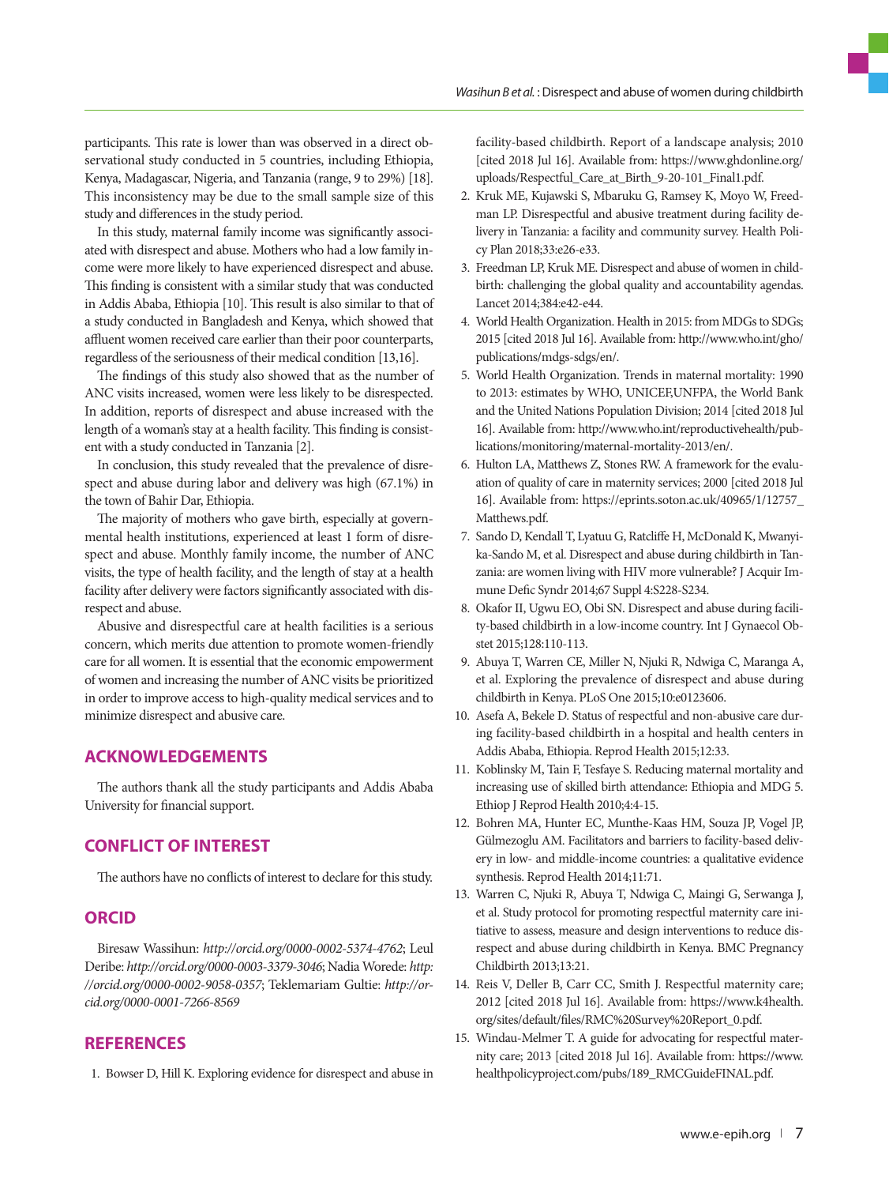participants. This rate is lower than was observed in a direct observational study conducted in 5 countries, including Ethiopia, Kenya, Madagascar, Nigeria, and Tanzania (range, 9 to 29%) [18]. This inconsistency may be due to the small sample size of this study and differences in the study period.

In this study, maternal family income was significantly associated with disrespect and abuse. Mothers who had a low family income were more likely to have experienced disrespect and abuse. This finding is consistent with a similar study that was conducted in Addis Ababa, Ethiopia [10]. This result is also similar to that of a study conducted in Bangladesh and Kenya, which showed that affluent women received care earlier than their poor counterparts, regardless of the seriousness of their medical condition [13,16].

The findings of this study also showed that as the number of ANC visits increased, women were less likely to be disrespected. In addition, reports of disrespect and abuse increased with the length of a woman's stay at a health facility. This finding is consistent with a study conducted in Tanzania [2].

In conclusion, this study revealed that the prevalence of disrespect and abuse during labor and delivery was high (67.1%) in the town of Bahir Dar, Ethiopia.

The majority of mothers who gave birth, especially at governmental health institutions, experienced at least 1 form of disrespect and abuse. Monthly family income, the number of ANC visits, the type of health facility, and the length of stay at a health facility after delivery were factors significantly associated with disrespect and abuse.

Abusive and disrespectful care at health facilities is a serious concern, which merits due attention to promote women-friendly care for all women. It is essential that the economic empowerment of women and increasing the number of ANC visits be prioritized in order to improve access to high-quality medical services and to minimize disrespect and abusive care.

## ACKNOWLEDGEMENTS

The authors thank all the study participants and Addis Ababa University for financial support.

## CONFLICT OF INTEREST

The authors have no conflicts of interest to declare for this study.

## ORCID

Biresaw Wassihun: *http://orcid.org/0000-0002-5374-4762*; Leul Deribe: *http://orcid.org/0000-0003-3379-3046*; Nadia Worede: *http://orcid.org/0000-0002-9058-0357*; Teklemariam Gultie: *http://orcid.org/0000-0001-7266-8569*

## REFERENCES

1. Bowser D, Hill K. Exploring evidence for disrespect and abuse in facility-based childbirth. Report of a landscape analysis; 2010 [cited 2018 Jul 16]. Available from: https://www.ghdonline.org/uploads/Respectful_Care_at_Birth_9-20-101_Final1.pdf.
2. Kruk ME, Kujawski S, Mbaruku G, Ramsey K, Moyo W, Freedman LP. Disrespectful and abusive treatment during facility delivery in Tanzania: a facility and community survey. Health Policy Plan 2018;33:e26-e33.
3. Freedman LP, Kruk ME. Disrespect and abuse of women in childbirth: challenging the global quality and accountability agendas. Lancet 2014;384:e42-e44.
4. World Health Organization. Health in 2015: from MDGs to SDGs; 2015 [cited 2018 Jul 16]. Available from: http://www.who.int/gho/publications/mdgs-sdgs/en/.
5. World Health Organization. Trends in maternal mortality: 1990 to 2013: estimates by WHO, UNICEF,UNFPA, the World Bank and the United Nations Population Division; 2014 [cited 2018 Jul 16]. Available from: http://www.who.int/reproductivehealth/publications/monitoring/maternal-mortality-2013/en/.
6. Hulton LA, Matthews Z, Stones RW. A framework for the evaluation of quality of care in maternity services; 2000 [cited 2018 Jul 16]. Available from: https://eprints.soton.ac.uk/40965/1/12757_Matthews.pdf.
7. Sando D, Kendall T, Lyatuu G, Ratcliffe H, McDonald K, Mwanyika-Sando M, et al. Disrespect and abuse during childbirth in Tanzania: are women living with HIV more vulnerable? J Acquir Immune Defic Syndr 2014;67 Suppl 4:S228-S234.
8. Okafor II, Ugwu EO, Obi SN. Disrespect and abuse during facility-based childbirth in a low-income country. Int J Gynaecol Obstet 2015;128:110-113.
9. Abuya T, Warren CE, Miller N, Njuki R, Ndwiga C, Maranga A, et al. Exploring the prevalence of disrespect and abuse during childbirth in Kenya. PLoS One 2015;10:e0123606.
10. Asefa A, Bekele D. Status of respectful and non-abusive care during facility-based childbirth in a hospital and health centers in Addis Ababa, Ethiopia. Reprod Health 2015;12:33.
11. Koblinsky M, Tain F, Tesfaye S. Reducing maternal mortality and increasing use of skilled birth attendance: Ethiopia and MDG 5. Ethiop J Reprod Health 2010;4:4-15.
12. Bohren MA, Hunter EC, Munthe-Kaas HM, Souza JP, Vogel JP, Gülmezoglu AM. Facilitators and barriers to facility-based delivery in low- and middle-income countries: a qualitative evidence synthesis. Reprod Health 2014;11:71.
13. Warren C, Njuki R, Abuya T, Ndwiga C, Maingi G, Serwanga J, et al. Study protocol for promoting respectful maternity care initiative to assess, measure and design interventions to reduce disrespect and abuse during childbirth in Kenya. BMC Pregnancy Childbirth 2013;13:21.
14. Reis V, Deller B, Carr CC, Smith J. Respectful maternity care; 2012 [cited 2018 Jul 16]. Available from: https://www.k4health.org/sites/default/files/RMC%20Survey%20Report_0.pdf.
15. Windau-Melmer T. A guide for advocating for respectful maternity care; 2013 [cited 2018 Jul 16]. Available from: https://www.healthpolicyproject.com/pubs/189_RMCGuideFINAL.pdf.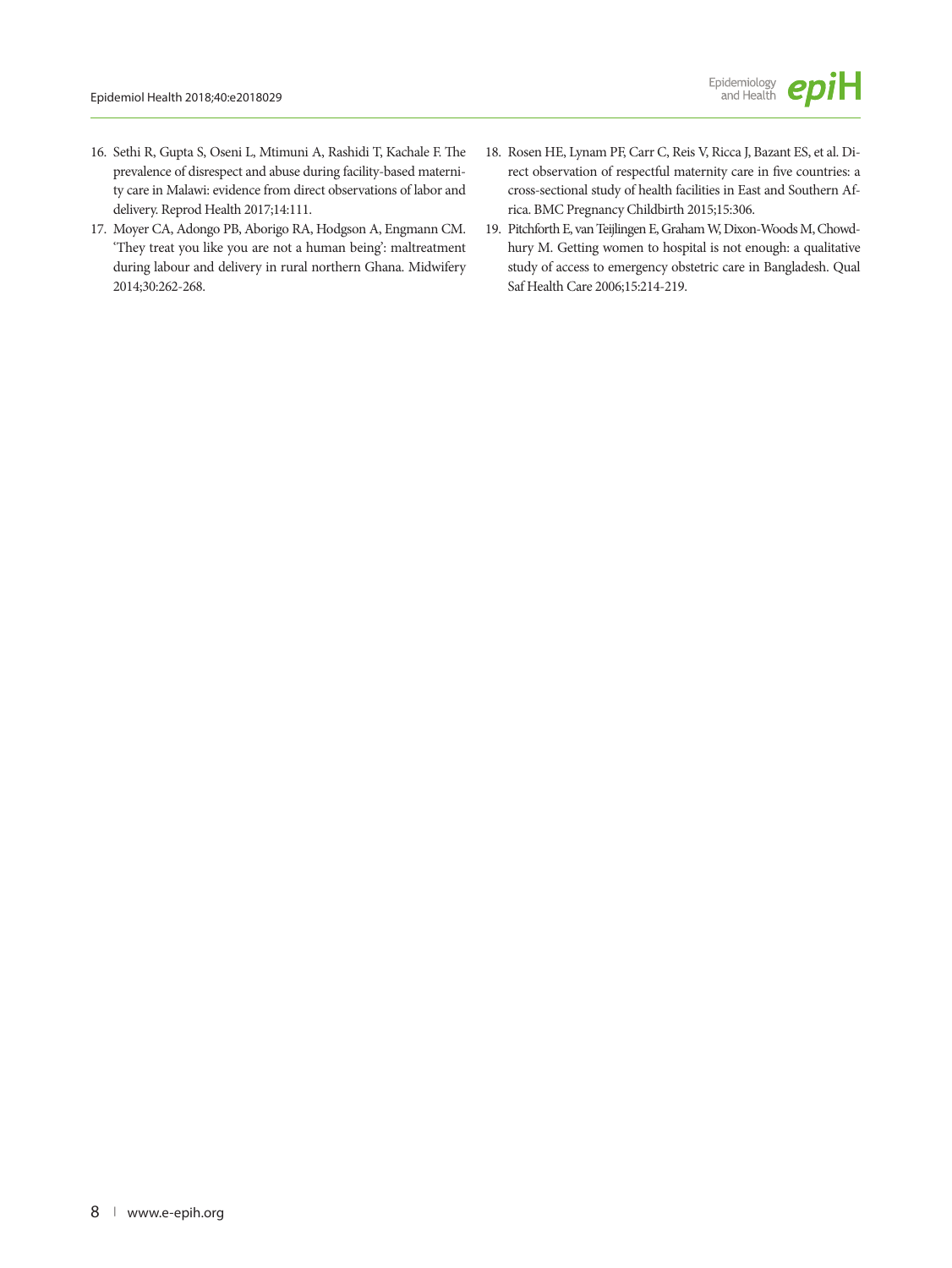16. Sethi R, Gupta S, Oseni L, Mtimuni A, Rashidi T, Kachale F. The prevalence of disrespect and abuse during facility-based maternity care in Malawi: evidence from direct observations of labor and delivery. Reprod Health 2017;14:111.
17. Moyer CA, Adongo PB, Aborigo RA, Hodgson A, Engmann CM. 'They treat you like you are not a human being': maltreatment during labour and delivery in rural northern Ghana. Midwifery 2014;30:262-268.
18. Rosen HE, Lynam PF, Carr C, Reis V, Ricca J, Bazant ES, et al. Direct observation of respectful maternity care in five countries: a cross-sectional study of health facilities in East and Southern Africa. BMC Pregnancy Childbirth 2015;15:306.
19. Pitchforth E, van Teijlingen E, Graham W, Dixon-Woods M, Chowdhury M. Getting women to hospital is not enough: a qualitative study of access to emergency obstetric care in Bangladesh. Qual Saf Health Care 2006;15:214-219.